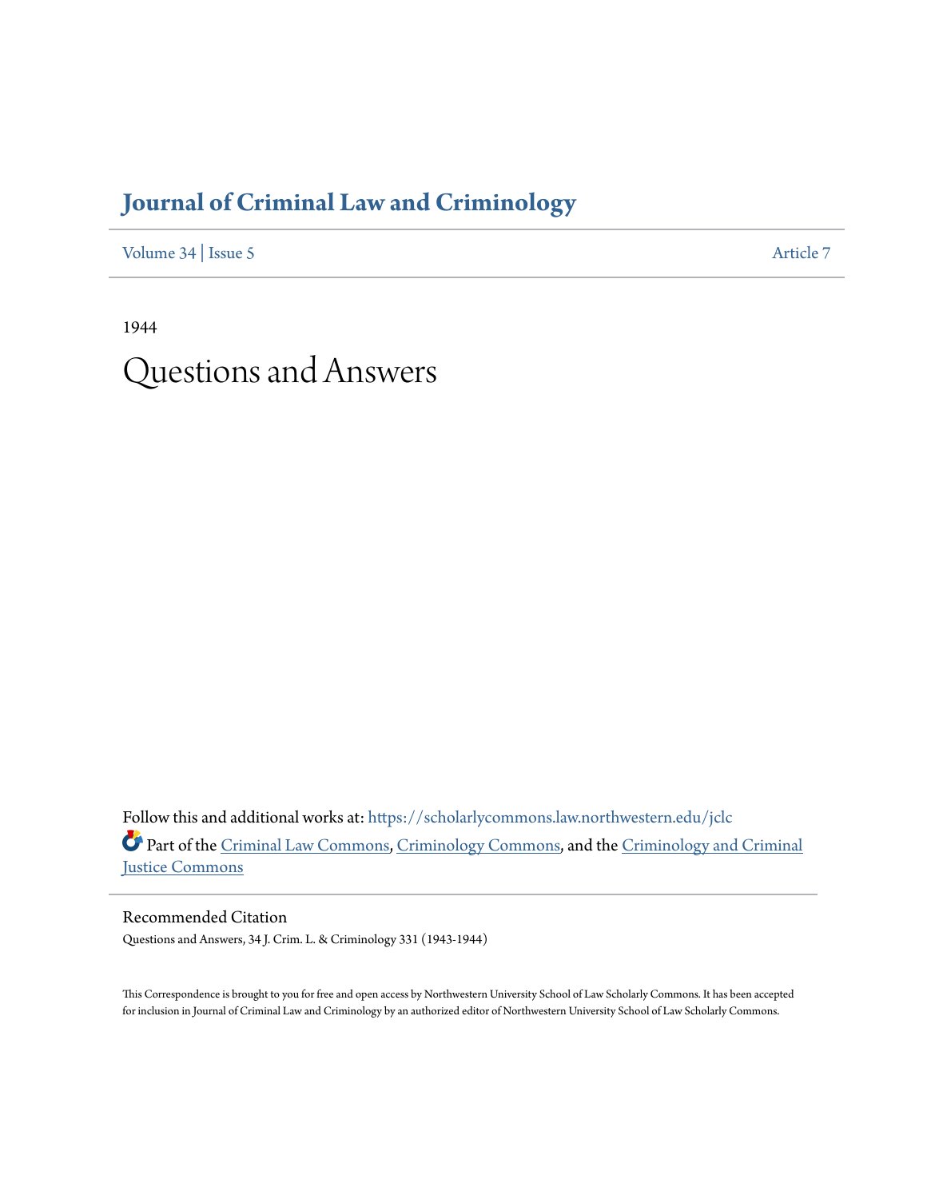# Journal of Criminal Law and Criminology

Volume 34 | Issue 5 Article 7

1944

# Questions and Answers

Follow this and additional works at: https://scholarlycommons.law.northwestern.edu/jclc

Part of the Criminal Law Commons, Criminology Commons, and the Criminology and Criminal Justice Commons

## Recommended Citation

Questions and Answers, 34 J. Crim. L. & Criminology 331 (1943-1944)

This Correspondence is brought to you for free and open access by Northwestern University School of Law Scholarly Commons. It has been accepted for inclusion in Journal of Criminal Law and Criminology by an authorized editor of Northwestern University School of Law Scholarly Commons.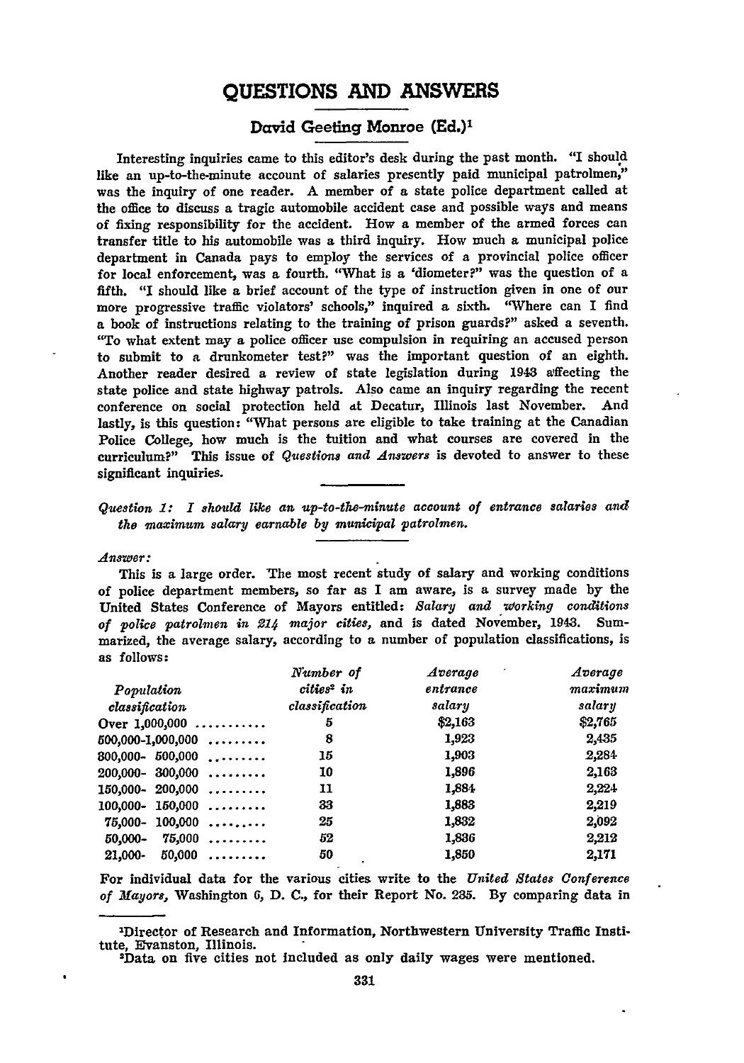# QUESTIONS AND ANSWERS

## David Geeting Monroe (Ed.)[1]

Interesting inquiries came to this editor's desk during the past month. "I should like an up-to-the-minute account of salaries presently paid municipal patrolmen," was the inquiry of one reader. A member of a state police department called at the office to discuss a tragic automobile accident case and possible ways and means of fixing responsibility for the accident. How a member of the armed forces can transfer title to his automobile was a third inquiry. How much a municipal police department in Canada pays to employ the services of a provincial police officer for local enforcement, was a fourth. "What is a 'diometer?" was the question of a fifth. "I should like a brief account of the type of instruction given in one of our more progressive traffic violators' schools," inquired a sixth. "Where can I find a book of instructions relating to the training of prison guards?" asked a seventh. "To what extent may a police officer use compulsion in requiring an accused person to submit to a drunkometer test?" was the important question of an eighth. Another reader desired a review of state legislation during 1943 affecting the state police and state highway patrols. Also came an inquiry regarding the recent conference on social protection held at Decatur, Illinois last November. And lastly, is this question: "What persons are eligible to take training at the Canadian Police College, how much is the tuition and what courses are covered in the curriculum?" This issue of *Questions and Answers* is devoted to answer to these significant inquiries.

*Question 1: I should like an up-to-the-minute account of entrance salaries and the maximum salary earnable by municipal patrolmen.*

*Answer:*

This is a large order. The most recent study of salary and working conditions of police department members, so far as I am aware, is a survey made by the United States Conference of Mayors entitled: *Salary and working conditions of police patrolmen in 214 major cities,* and is dated November, 1943. Summarized, the average salary, according to a number of population classifications, is as follows:

| *Population classification* | *Number of cities*[2] *in classification* | *Average entrance salary* | *Average maximum salary* |
|---|---|---|---|
| Over 1,000,000 | 5 | $2,163 | $2,765 |
| 500,000-1,000,000 | 8 | 1,923 | 2,435 |
| 300,000- 500,000 | 15 | 1,903 | 2,284 |
| 200,000- 300,000 | 10 | 1,896 | 2,163 |
| 150,000- 200,000 | 11 | 1,884 | 2,224 |
| 100,000- 150,000 | 33 | 1,883 | 2,219 |
| 75,000- 100,000 | 25 | 1,832 | 2,092 |
| 50,000- 75,000 | 52 | 1,836 | 2,212 |
| 21,000- 50,000 | 50 | 1,850 | 2,171 |

For individual data for the various cities write to the *United States Conference of Mayors,* Washington 6, D. C., for their Report No. 235. By comparing data in

[1] Director of Research and Information, Northwestern University Traffic Institute, Evanston, Illinois.

[2] Data on five cities not included as only daily wages were mentioned.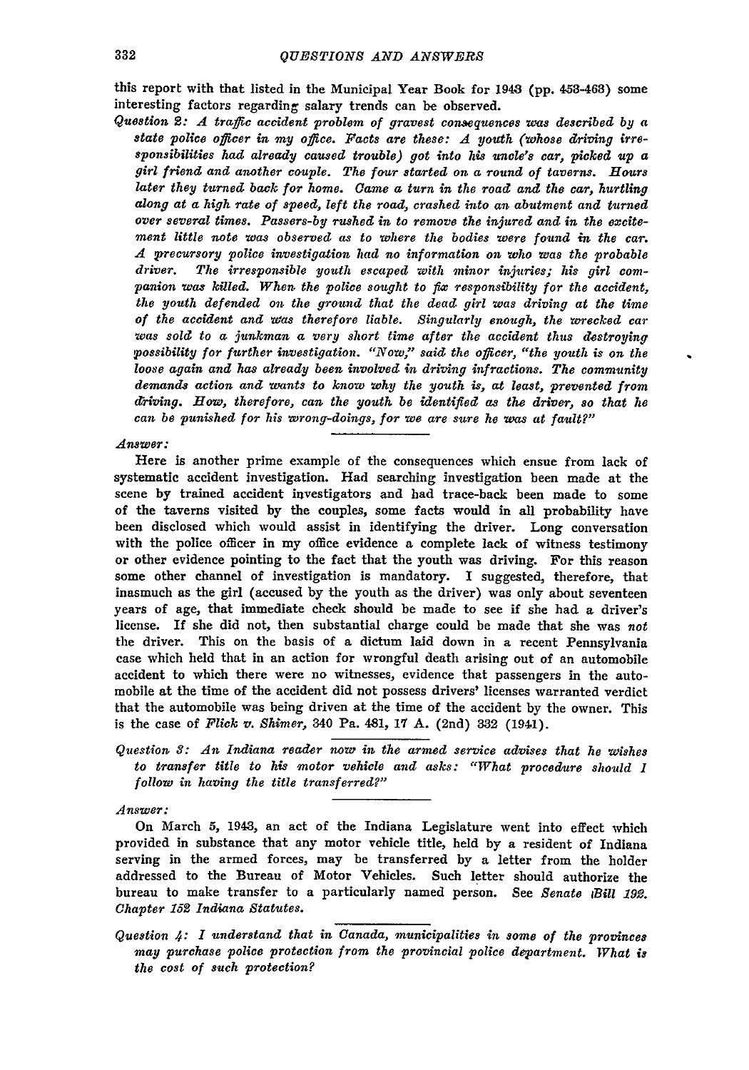this report with that listed in the Municipal Year Book for 1943 (pp. 453-463) some interesting factors regarding salary trends can be observed.

*Question 2: A traffic accident problem of gravest consequences was described by a state police officer in my office. Facts are these: A youth (whose driving irresponsibilities had already caused trouble) got into his uncle's car, picked up a girl friend and another couple. The four started on a round of taverns. Hours later they turned back for home. Came a turn in the road and the car, hurtling along at a high rate of speed, left the road, crashed into an abutment and turned over several times. Passers-by rushed in to remove the injured and in the excitement little note was observed as to where the bodies were found in the car. A precursory police investigation had no information on who was the probable driver. The irresponsible youth escaped with minor injuries; his girl companion was killed. When the police sought to fix responsibility for the accident, the youth defended on the ground that the dead girl was driving at the time of the accident and was therefore liable. Singularly enough, the wrecked car was sold to a junkman a very short time after the accident thus destroying possibility for further investigation. "Now," said the officer, "the youth is on the loose again and has already been involved in driving infractions. The community demands action and wants to know why the youth is, at least, prevented from driving. How, therefore, can the youth be identified as the driver, so that he can be punished for his wrong-doings, for we are sure he was at fault?"*

*Answer:*

Here is another prime example of the consequences which ensue from lack of systematic accident investigation. Had searching investigation been made at the scene by trained accident investigators and had trace-back been made to some of the taverns visited by the couples, some facts would in all probability have been disclosed which would assist in identifying the driver. Long conversation with the police officer in my office evidence a complete lack of witness testimony or other evidence pointing to the fact that the youth was driving. For this reason some other channel of investigation is mandatory. I suggested, therefore, that inasmuch as the girl (accused by the youth as the driver) was only about seventeen years of age, that immediate check should be made to see if she had a driver's license. If she did not, then substantial charge could be made that she was *not* the driver. This on the basis of a dictum laid down in a recent Pennsylvania case which held that in an action for wrongful death arising out of an automobile accident to which there were no witnesses, evidence that passengers in the automobile at the time of the accident did not possess drivers' licenses warranted verdict that the automobile was being driven at the time of the accident by the owner. This is the case of *Flick v. Shimer*, 340 Pa. 481, 17 A. (2nd) 332 (1941).

*Question 3: An Indiana reader now in the armed service advises that he wishes to transfer title to his motor vehicle and asks: "What procedure should I follow in having the title transferred?"*

*Answer:*

On March 5, 1943, an act of the Indiana Legislature went into effect which provided in substance that any motor vehicle title, held by a resident of Indiana serving in the armed forces, may be transferred by a letter from the holder addressed to the Bureau of Motor Vehicles. Such letter should authorize the bureau to make transfer to a particularly named person. See *Senate Bill 192. Chapter 152 Indiana Statutes.*

*Question 4: I understand that in Canada, municipalities in some of the provinces may purchase police protection from the provincial police department. What is the cost of such protection?*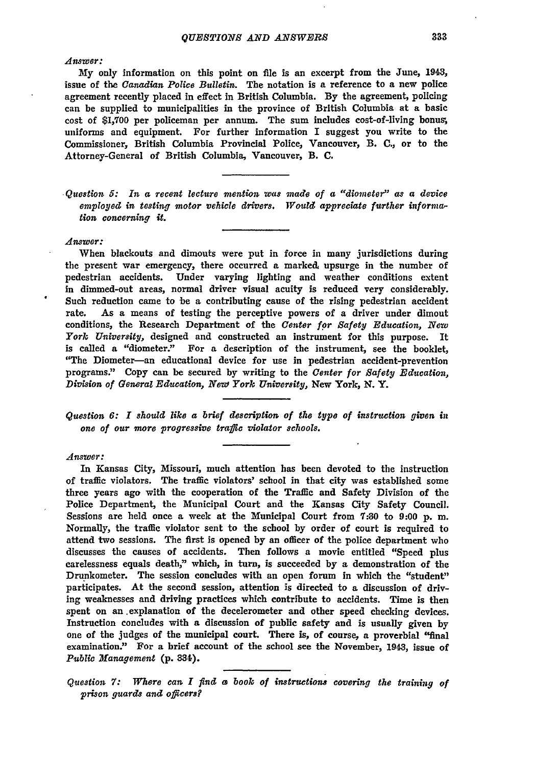*Answer:*

My only information on this point on file is an excerpt from the June, 1943, issue of the *Canadian Police Bulletin.* The notation is a reference to a new police agreement recently placed in effect in British Columbia. By the agreement, policing can be supplied to municipalities in the province of British Columbia at a basic cost of $1,700 per policeman per annum. The sum includes cost-of-living bonus, uniforms and equipment. For further information I suggest you write to the Commissioner, British Columbia Provincial Police, Vancouver, B. C., or to the Attorney-General of British Columbia, Vancouver, B. C.

---

*Question 5: In a recent lecture mention was made of a "diometer" as a device employed in testing motor vehicle drivers. Would appreciate further information concerning it.*

---

*Answer:*

When blackouts and dimouts were put in force in many jurisdictions during the present war emergency, there occurred a marked upsurge in the number of pedestrian accidents. Under varying lighting and weather conditions extent in dimmed-out areas, normal driver visual acuity is reduced very considerably. Such reduction came to be a contributing cause of the rising pedestrian accident rate. As a means of testing the perceptive powers of a driver under dimout conditions, the Research Department of the *Center for Safety Education, New York University,* designed and constructed an instrument for this purpose. It is called a "diometer." For a description of the instrument, see the booklet, "The Diometer—an educational device for use in pedestrian accident-prevention programs." Copy can be secured by writing to the *Center for Safety Education, Division of General Education, New York University,* New York, N. Y.

---

*Question 6: I should like a brief description of the type of instruction given in one of our more progressive traffic violator schools.*

---

*Answer:*

In Kansas City, Missouri, much attention has been devoted to the instruction of traffic violators. The traffic violators' school in that city was established some three years ago with the cooperation of the Traffic and Safety Division of the Police Department, the Municipal Court and the Kansas City Safety Council. Sessions are held once a week at the Municipal Court from 7:30 to 9:00 p. m. Normally, the traffic violator sent to the school by order of court is required to attend two sessions. The first is opened by an officer of the police department who discusses the causes of accidents. Then follows a movie entitled "Speed plus carelessness equals death," which, in turn, is succeeded by a demonstration of the Drunkometer. The session concludes with an open forum in which the "student" participates. At the second session, attention is directed to a discussion of driving weaknesses and driving practices which contribute to accidents. Time is then spent on an explanation of the decelerometer and other speed checking devices. Instruction concludes with a discussion of public safety and is usually given by one of the judges of the municipal court. There is, of course, a proverbial "final examination." For a brief account of the school see the November, 1943, issue of *Public Management* (p. 334).

---

*Question 7: Where can I find a book of instructions covering the training of prison guards and officers?*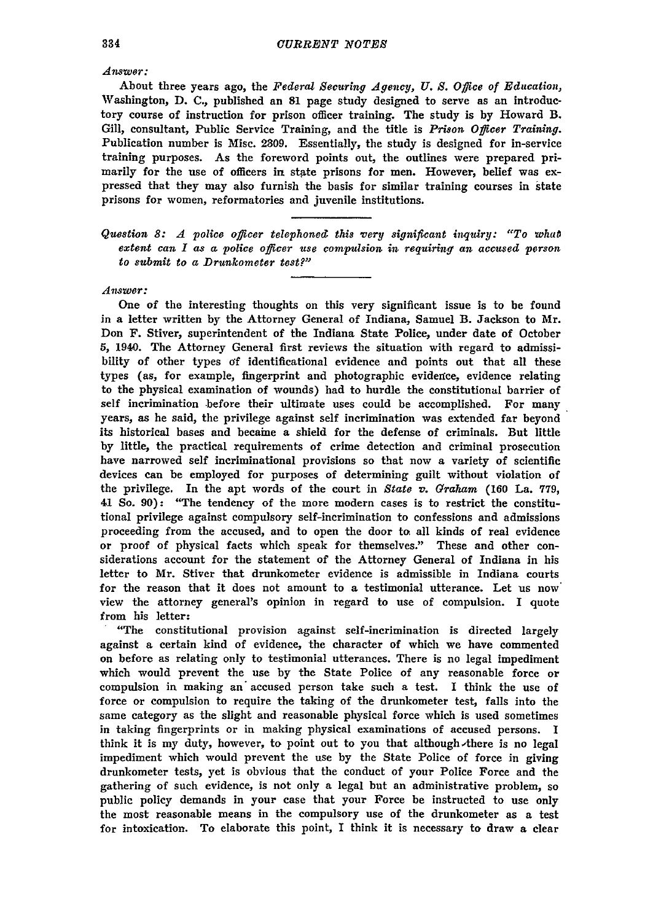*Answer:*

About three years ago, the *Federal Securing Agency, U. S. Office of Education,* Washington, D. C., published an 81 page study designed to serve as an introductory course of instruction for prison officer training. The study is by Howard B. Gill, consultant, Public Service Training, and the title is *Prison Officer Training.* Publication number is Misc. 2309. Essentially, the study is designed for in-service training purposes. As the foreword points out, the outlines were prepared primarily for the use of officers in state prisons for men. However, belief was expressed that they may also furnish the basis for similar training courses in state prisons for women, reformatories and juvenile institutions.

---

*Question 8: A police officer telephoned this very significant inquiry: "To what extent can I as a police officer use compulsion in requiring an accused person to submit to a Drunkometer test?"*

---

*Answer:*

One of the interesting thoughts on this very significant issue is to be found in a letter written by the Attorney General of Indiana, Samuel B. Jackson to Mr. Don F. Stiver, superintendent of the Indiana State Police, under date of October 5, 1940. The Attorney General first reviews the situation with regard to admissibility of other types of identificational evidence and points out that all these types (as, for example, fingerprint and photographic evidence, evidence relating to the physical examination of wounds) had to hurdle the constitutional barrier of self incrimination before their ultimate uses could be accomplished. For many years, as he said, the privilege against self incrimination was extended far beyond its historical bases and became a shield for the defense of criminals. But little by little, the practical requirements of crime detection and criminal prosecution have narrowed self incriminational provisions so that now a variety of scientific devices can be employed for purposes of determining guilt without violation of the privilege. In the apt words of the court in *State v. Graham* (160 La. 779, 41 So. 90): "The tendency of the more modern cases is to restrict the constitutional privilege against compulsory self-incrimination to confessions and admissions proceeding from the accused, and to open the door to all kinds of real evidence or proof of physical facts which speak for themselves." These and other considerations account for the statement of the Attorney General of Indiana in his letter to Mr. Stiver that drunkometer evidence is admissible in Indiana courts for the reason that it does not amount to a testimonial utterance. Let us now view the attorney general's opinion in regard to use of compulsion. I quote from his letter:

"The constitutional provision against self-incrimination is directed largely against a certain kind of evidence, the character of which we have commented on before as relating only to testimonial utterances. There is no legal impediment which would prevent the use by the State Police of any reasonable force or compulsion in making an accused person take such a test. I think the use of force or compulsion to require the taking of the drunkometer test, falls into the same category as the slight and reasonable physical force which is used sometimes in taking fingerprints or in making physical examinations of accused persons. I think it is my duty, however, to point out to you that although there is no legal impediment which would prevent the use by the State Police of force in giving drunkometer tests, yet is obvious that the conduct of your Police Force and the gathering of such evidence, is not only a legal but an administrative problem, so public policy demands in your case that your Force be instructed to use only the most reasonable means in the compulsory use of the drunkometer as a test for intoxication. To elaborate this point, I think it is necessary to draw a clear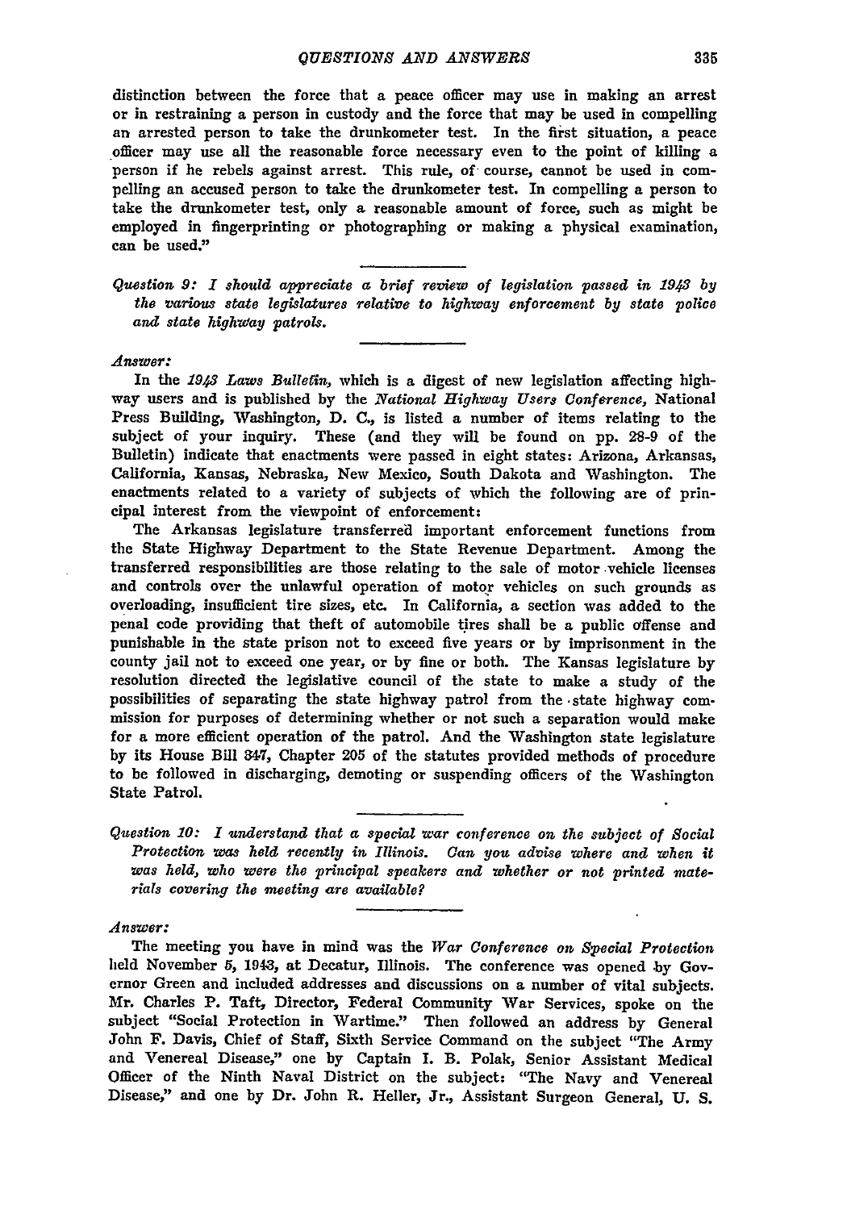distinction between the force that a peace officer may use in making an arrest or in restraining a person in custody and the force that may be used in compelling an arrested person to take the drunkometer test. In the first situation, a peace officer may use all the reasonable force necessary even to the point of killing a person if he rebels against arrest. This rule, of course, cannot be used in compelling an accused person to take the drunkometer test. In compelling a person to take the drunkometer test, only a reasonable amount of force, such as might be employed in fingerprinting or photographing or making a physical examination, can be used."

*Question 9: I should appreciate a brief review of legislation passed in 1943 by the various state legislatures relative to highway enforcement by state police and state highway patrols.*

*Answer:*

In the *1943 Laws Bulletin*, which is a digest of new legislation affecting highway users and is published by the *National Highway Users Conference*, National Press Building, Washington, D. C., is listed a number of items relating to the subject of your inquiry. These (and they will be found on pp. 28-9 of the Bulletin) indicate that enactments were passed in eight states: Arizona, Arkansas, California, Kansas, Nebraska, New Mexico, South Dakota and Washington. The enactments related to a variety of subjects of which the following are of principal interest from the viewpoint of enforcement:

The Arkansas legislature transferred important enforcement functions from the State Highway Department to the State Revenue Department. Among the transferred responsibilities are those relating to the sale of motor vehicle licenses and controls over the unlawful operation of motor vehicles on such grounds as overloading, insufficient tire sizes, etc. In California, a section was added to the penal code providing that theft of automobile tires shall be a public offense and punishable in the state prison not to exceed five years or by imprisonment in the county jail not to exceed one year, or by fine or both. The Kansas legislature by resolution directed the legislative council of the state to make a study of the possibilities of separating the state highway patrol from the state highway commission for purposes of determining whether or not such a separation would make for a more efficient operation of the patrol. And the Washington state legislature by its House Bill 347, Chapter 205 of the statutes provided methods of procedure to be followed in discharging, demoting or suspending officers of the Washington State Patrol.

*Question 10: I understand that a special war conference on the subject of Social Protection was held recently in Illinois. Can you advise where and when it was held, who were the principal speakers and whether or not printed materials covering the meeting are available?*

*Answer:*

The meeting you have in mind was the *War Conference on Special Protection* held November 5, 1943, at Decatur, Illinois. The conference was opened by Governor Green and included addresses and discussions on a number of vital subjects. Mr. Charles P. Taft, Director, Federal Community War Services, spoke on the subject "Social Protection in Wartime." Then followed an address by General John F. Davis, Chief of Staff, Sixth Service Command on the subject "The Army and Venereal Disease," one by Captain I. B. Polak, Senior Assistant Medical Officer of the Ninth Naval District on the subject: "The Navy and Venereal Disease," and one by Dr. John R. Heller, Jr., Assistant Surgeon General, U. S.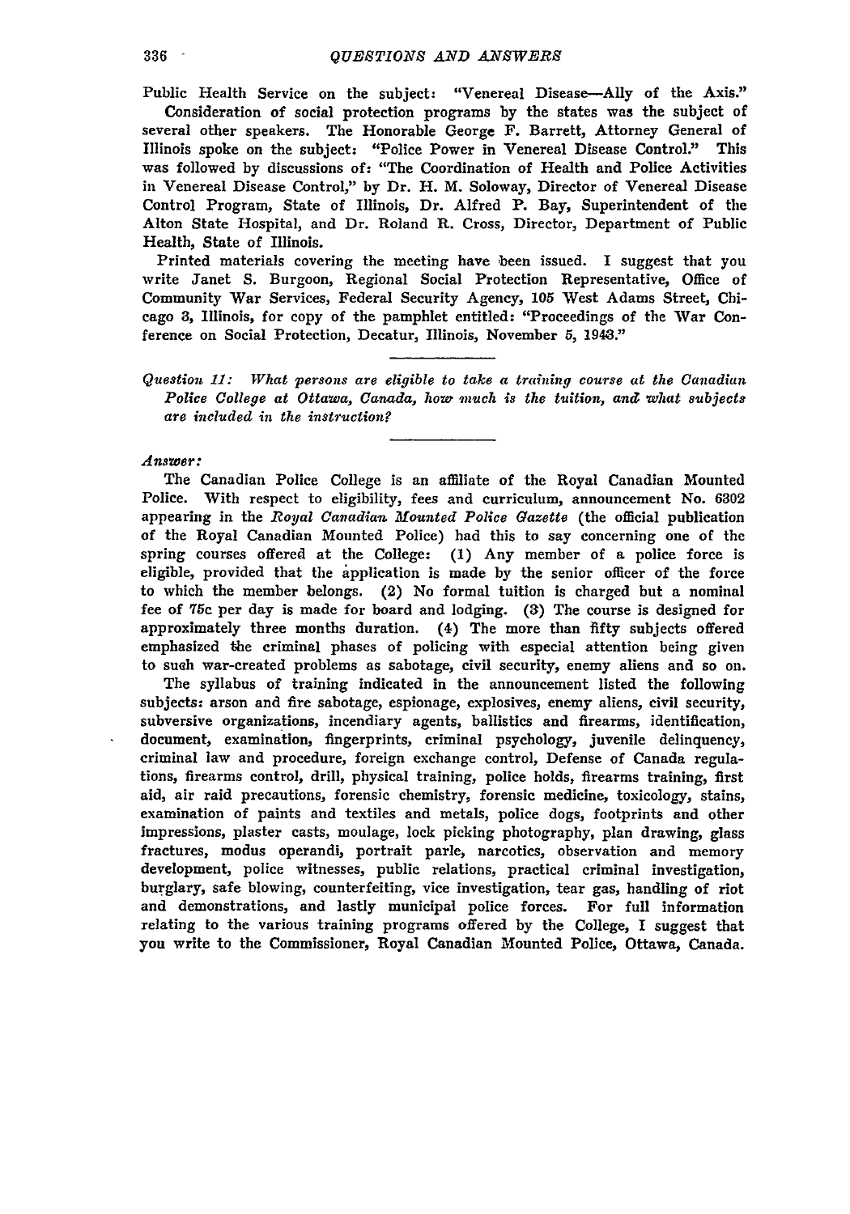Public Health Service on the subject: "Venereal Disease—Ally of the Axis."

Consideration of social protection programs by the states was the subject of several other speakers. The Honorable George F. Barrett, Attorney General of Illinois spoke on the subject: "Police Power in Venereal Disease Control." This was followed by discussions of: "The Coordination of Health and Police Activities in Venereal Disease Control," by Dr. H. M. Soloway, Director of Venereal Disease Control Program, State of Illinois, Dr. Alfred P. Bay, Superintendent of the Alton State Hospital, and Dr. Roland R. Cross, Director, Department of Public Health, State of Illinois.

Printed materials covering the meeting have been issued. I suggest that you write Janet S. Burgoon, Regional Social Protection Representative, Office of Community War Services, Federal Security Agency, 105 West Adams Street, Chicago 3, Illinois, for copy of the pamphlet entitled: "Proceedings of the War Conference on Social Protection, Decatur, Illinois, November 5, 1943."

---

*Question 11: What persons are eligible to take a training course at the Canadian Police College at Ottawa, Canada, how much is the tuition, and what subjects are included in the instruction?*

---

*Answer:*

The Canadian Police College is an affiliate of the Royal Canadian Mounted Police. With respect to eligibility, fees and curriculum, announcement No. 6302 appearing in the *Royal Canadian Mounted Police Gazette* (the official publication of the Royal Canadian Mounted Police) had this to say concerning one of the spring courses offered at the College: (1) Any member of a police force is eligible, provided that the application is made by the senior officer of the force to which the member belongs. (2) No formal tuition is charged but a nominal fee of 75c per day is made for board and lodging. (3) The course is designed for approximately three months duration. (4) The more than fifty subjects offered emphasized the criminal phases of policing with especial attention being given to such war-created problems as sabotage, civil security, enemy aliens and so on.

The syllabus of training indicated in the announcement listed the following subjects: arson and fire sabotage, espionage, explosives, enemy aliens, civil security, subversive organizations, incendiary agents, ballistics and firearms, identification, document, examination, fingerprints, criminal psychology, juvenile delinquency, criminal law and procedure, foreign exchange control, Defense of Canada regulations, firearms control, drill, physical training, police holds, firearms training, first aid, air raid precautions, forensic chemistry, forensic medicine, toxicology, stains, examination of paints and textiles and metals, police dogs, footprints and other impressions, plaster casts, moulage, lock picking photography, plan drawing, glass fractures, modus operandi, portrait parle, narcotics, observation and memory development, police witnesses, public relations, practical criminal investigation, burglary, safe blowing, counterfeiting, vice investigation, tear gas, handling of riot and demonstrations, and lastly municipal police forces. For full information relating to the various training programs offered by the College, I suggest that you write to the Commissioner, Royal Canadian Mounted Police, Ottawa, Canada.